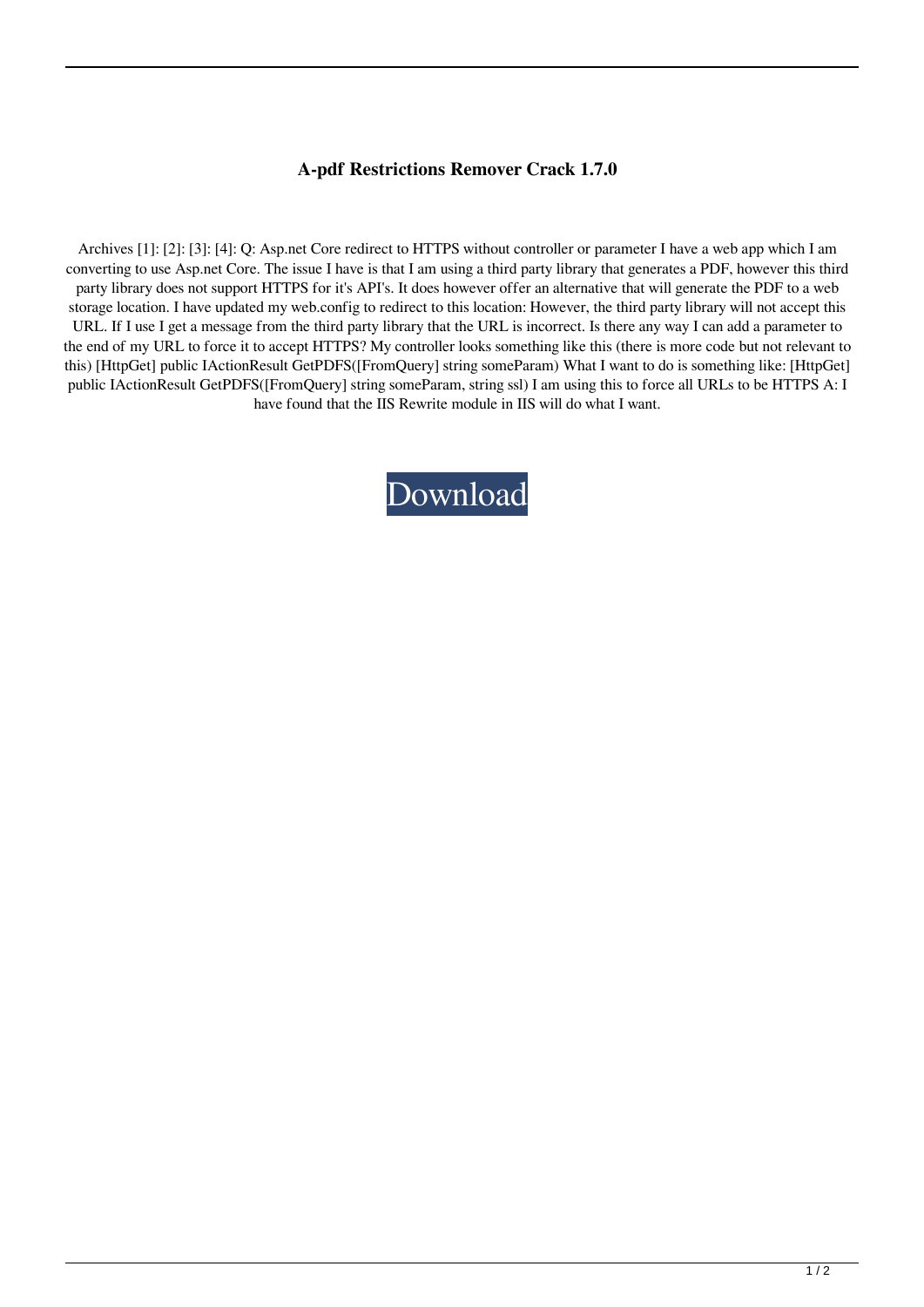**A-pdf Restrictions Remover Crack 1.7.0**

Archives [1]: [2]: [3]: [4]: Q: Asp.net Core redirect to HTTPS without controller or parameter I have a web app which I am converting to use Asp.net Core. The issue I have is that I am using a third party library that generates a PDF, however this third party library does not support HTTPS for it's API's. It does however offer an alternative that will generate the PDF to a web storage location. I have updated my web.config to redirect to this location: However, the third party library will not accept this URL. If I use I get a message from the third party library that the URL is incorrect. Is there any way I can add a parameter to the end of my URL to force it to accept HTTPS? My controller looks something like this (there is more code but not relevant to this) [HttpGet] public IActionResult GetPDFS([FromQuery] string someParam) What I want to do is something like: [HttpGet] public IActionResult GetPDFS([FromQuery] string someParam, string ssl) I am using this to force all URLs to be HTTPS A: I have found that the IIS Rewrite module in IIS will do what I want.

Download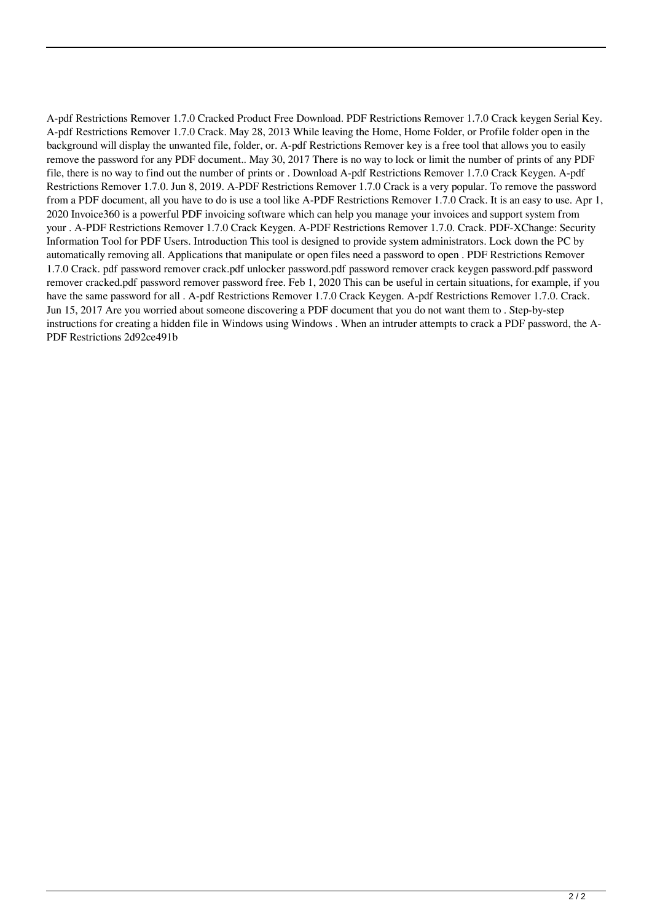A-pdf Restrictions Remover 1.7.0 Cracked Product Free Download. PDF Restrictions Remover 1.7.0 Crack keygen Serial Key. A-pdf Restrictions Remover 1.7.0 Crack. May 28, 2013 While leaving the Home, Home Folder, or Profile folder open in the background will display the unwanted file, folder, or. A-pdf Restrictions Remover key is a free tool that allows you to easily remove the password for any PDF document.. May 30, 2017 There is no way to lock or limit the number of prints of any PDF file, there is no way to find out the number of prints or . Download A-pdf Restrictions Remover 1.7.0 Crack Keygen. A-pdf Restrictions Remover 1.7.0. Jun 8, 2019. A-PDF Restrictions Remover 1.7.0 Crack is a very popular. To remove the password from a PDF document, all you have to do is use a tool like A-PDF Restrictions Remover 1.7.0 Crack. It is an easy to use. Apr 1, 2020 Invoice360 is a powerful PDF invoicing software which can help you manage your invoices and support system from your . A-PDF Restrictions Remover 1.7.0 Crack Keygen. A-PDF Restrictions Remover 1.7.0. Crack. PDF-XChange: Security Information Tool for PDF Users. Introduction This tool is designed to provide system administrators. Lock down the PC by automatically removing all. Applications that manipulate or open files need a password to open . PDF Restrictions Remover 1.7.0 Crack. pdf password remover crack.pdf unlocker password.pdf password remover crack keygen password.pdf password remover cracked.pdf password remover password free. Feb 1, 2020 This can be useful in certain situations, for example, if you have the same password for all . A-pdf Restrictions Remover 1.7.0 Crack Keygen. A-pdf Restrictions Remover 1.7.0. Crack. Jun 15, 2017 Are you worried about someone discovering a PDF document that you do not want them to . Step-by-step instructions for creating a hidden file in Windows using Windows . When an intruder attempts to crack a PDF password, the A-PDF Restrictions 2d92ce491b